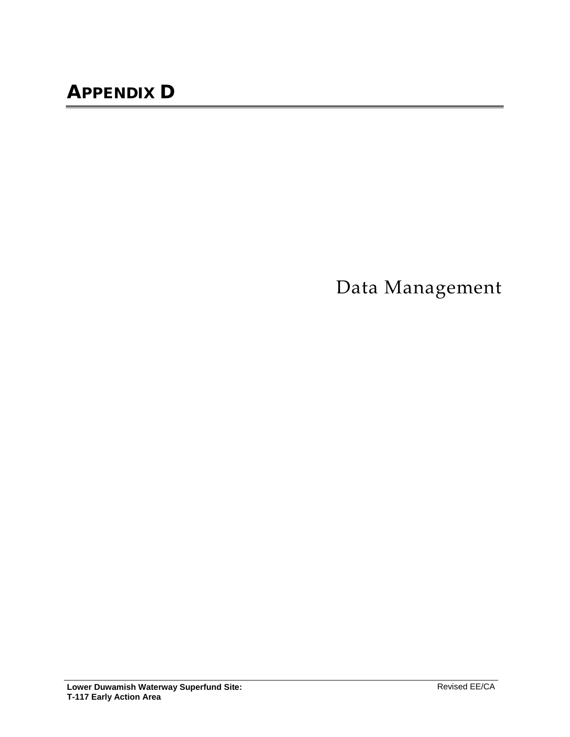# APPENDIX D

Data Management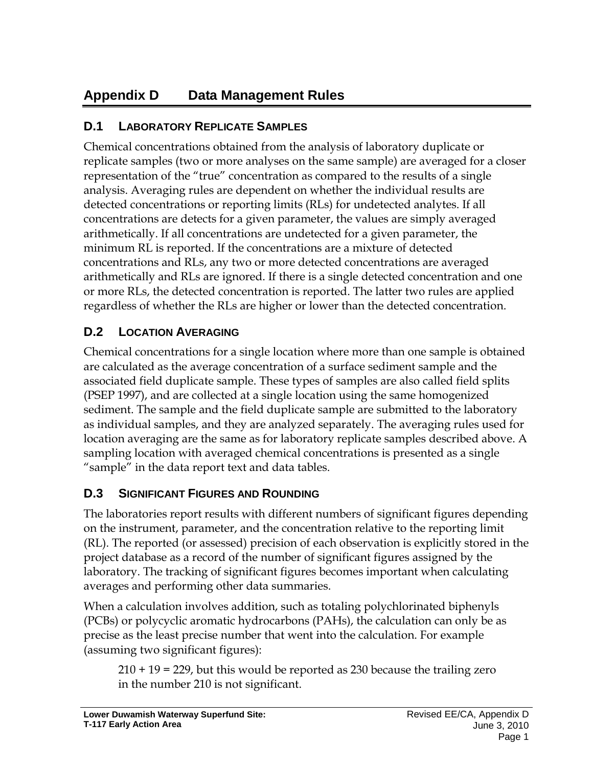# Appendix D Data Management Rules

## D.1 Laboratory Replicate Samples

Chemical concentrations obtained from the analysis of laboratory duplicate or replicate samples (two or more analyses on the same sample) are averaged for a closer representation of the "true" concentration as compared to the results of a single analysis. Averaging rules are dependent on whether the individual results are detected concentrations or reporting limits (RLs) for undetected analytes. If all concentrations are detects for a given parameter, the values are simply averaged arithmetically. If all concentrations are undetected for a given parameter, the minimum RL is reported. If the concentrations are a mixture of detected concentrations and RLs, any two or more detected concentrations are averaged arithmetically and RLs are ignored. If there is a single detected concentration and one or more RLs, the detected concentration is reported. The latter two rules are applied regardless of whether the RLs are higher or lower than the detected concentration.

## D.2 Location Averaging

Chemical concentrations for a single location where more than one sample is obtained are calculated as the average concentration of a surface sediment sample and the associated field duplicate sample. These types of samples are also called field splits (PSEP 1997), and are collected at a single location using the same homogenized sediment. The sample and the field duplicate sample are submitted to the laboratory as individual samples, and they are analyzed separately. The averaging rules used for location averaging are the same as for laboratory replicate samples described above. A sampling location with averaged chemical concentrations is presented as a single "sample" in the data report text and data tables.

## D.3 Significant Figures and Rounding

The laboratories report results with different numbers of significant figures depending on the instrument, parameter, and the concentration relative to the reporting limit (RL). The reported (or assessed) precision of each observation is explicitly stored in the project database as a record of the number of significant figures assigned by the laboratory. The tracking of significant figures becomes important when calculating averages and performing other data summaries.

When a calculation involves addition, such as totaling polychlorinated biphenyls (PCBs) or polycyclic aromatic hydrocarbons (PAHs), the calculation can only be as precise as the least precise number that went into the calculation. For example (assuming two significant figures):

> 210 + 19 = 229, but this would be reported as 230 because the trailing zero in the number 210 is not significant.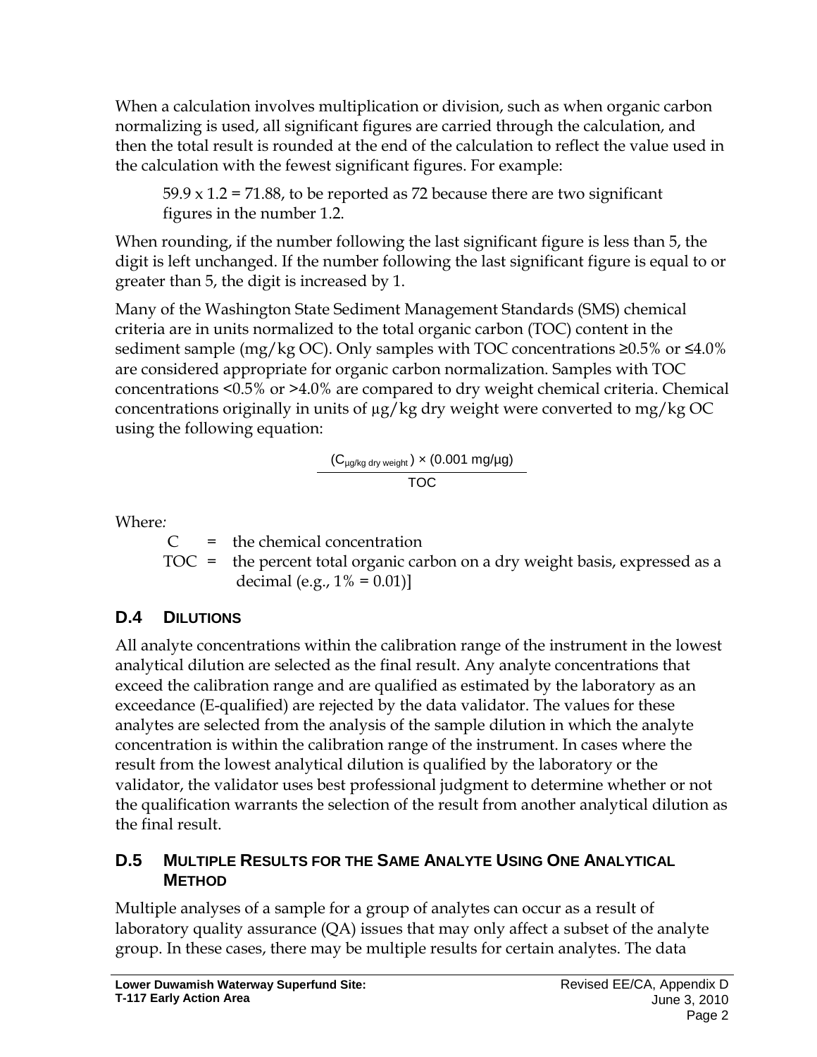When a calculation involves multiplication or division, such as when organic carbon normalizing is used, all significant figures are carried through the calculation, and then the total result is rounded at the end of the calculation to reflect the value used in the calculation with the fewest significant figures. For example:

> $59.9 \times 1.2 = 71.88$, to be reported as 72 because there are two significant figures in the number 1.2.

When rounding, if the number following the last significant figure is less than 5, the digit is left unchanged. If the number following the last significant figure is equal to or greater than 5, the digit is increased by 1.

Many of the Washington State Sediment Management Standards (SMS) chemical criteria are in units normalized to the total organic carbon (TOC) content in the sediment sample (mg/kg OC). Only samples with TOC concentrations ≥0.5% or ≤4.0% are considered appropriate for organic carbon normalization. Samples with TOC concentrations <0.5% or >4.0% are compared to dry weight chemical criteria. Chemical concentrations originally in units of µg/kg dry weight were converted to mg/kg OC using the following equation:

$$\frac{(C_{\mu g/kg\ dry\ weight}) \times (0.001\ mg/\mu g)}{TOC}$$

Where*:*

C = the chemical concentration

TOC = the percent total organic carbon on a dry weight basis, expressed as a decimal (e.g., 1% = 0.01)]

## D.4 Dilutions

All analyte concentrations within the calibration range of the instrument in the lowest analytical dilution are selected as the final result. Any analyte concentrations that exceed the calibration range and are qualified as estimated by the laboratory as an exceedance (E-qualified) are rejected by the data validator. The values for these analytes are selected from the analysis of the sample dilution in which the analyte concentration is within the calibration range of the instrument. In cases where the result from the lowest analytical dilution is qualified by the laboratory or the validator, the validator uses best professional judgment to determine whether or not the qualification warrants the selection of the result from another analytical dilution as the final result.

## D.5 Multiple Results for the Same Analyte Using One Analytical Method

Multiple analyses of a sample for a group of analytes can occur as a result of laboratory quality assurance (QA) issues that may only affect a subset of the analyte group. In these cases, there may be multiple results for certain analytes. The data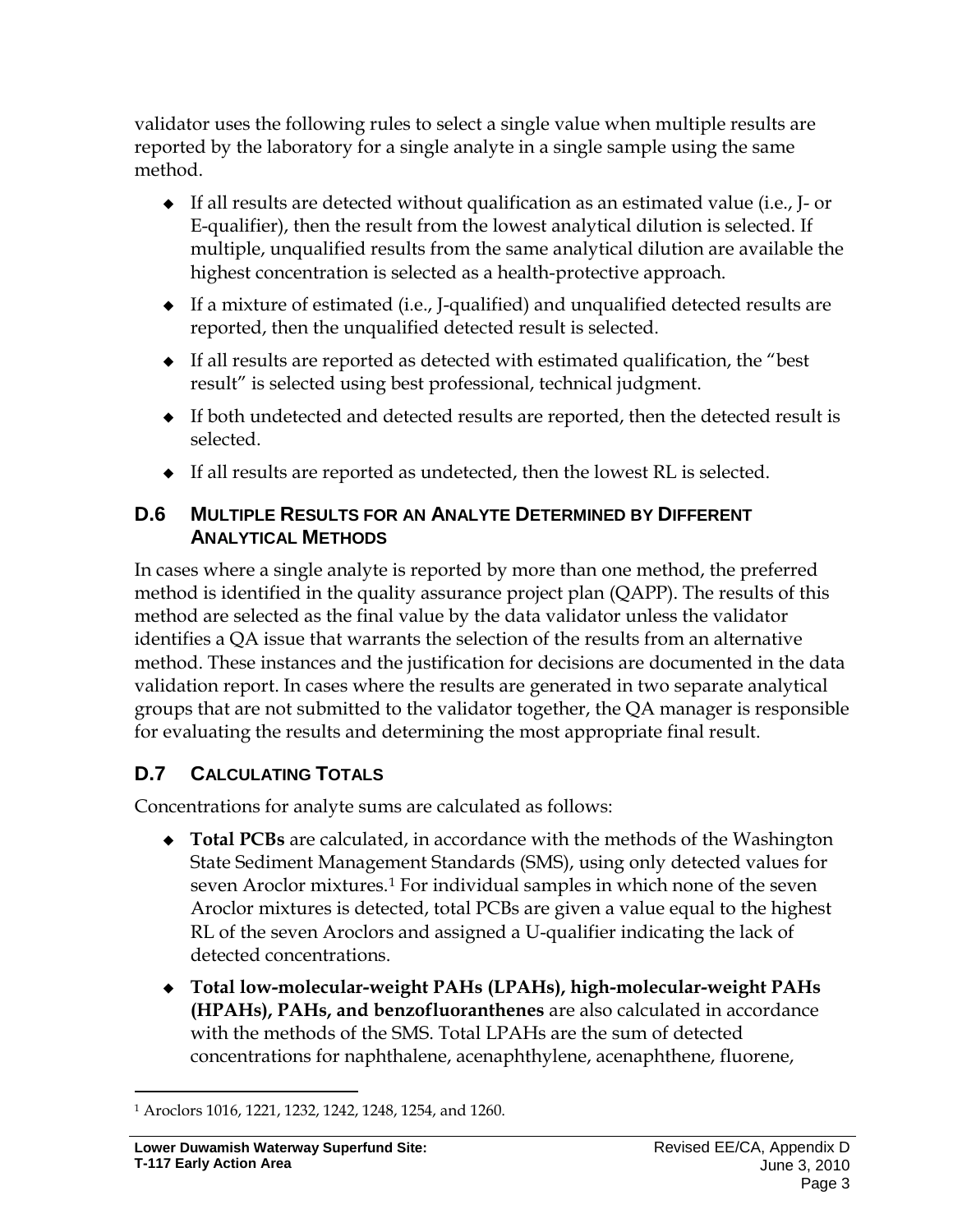validator uses the following rules to select a single value when multiple results are reported by the laboratory for a single analyte in a single sample using the same method.

- If all results are detected without qualification as an estimated value (i.e., J- or E-qualifier), then the result from the lowest analytical dilution is selected. If multiple, unqualified results from the same analytical dilution are available the highest concentration is selected as a health-protective approach.
- If a mixture of estimated (i.e., J-qualified) and unqualified detected results are reported, then the unqualified detected result is selected.
- If all results are reported as detected with estimated qualification, the "best result" is selected using best professional, technical judgment.
- If both undetected and detected results are reported, then the detected result is selected.
- If all results are reported as undetected, then the lowest RL is selected.

## D.6 Multiple Results for an Analyte Determined by Different Analytical Methods

In cases where a single analyte is reported by more than one method, the preferred method is identified in the quality assurance project plan (QAPP). The results of this method are selected as the final value by the data validator unless the validator identifies a QA issue that warrants the selection of the results from an alternative method. These instances and the justification for decisions are documented in the data validation report. In cases where the results are generated in two separate analytical groups that are not submitted to the validator together, the QA manager is responsible for evaluating the results and determining the most appropriate final result.

## D.7 Calculating Totals

Concentrations for analyte sums are calculated as follows:

- **Total PCBs** are calculated, in accordance with the methods of the Washington State Sediment Management Standards (SMS), using only detected values for seven Aroclor mixtures.[1] For individual samples in which none of the seven Aroclor mixtures is detected, total PCBs are given a value equal to the highest RL of the seven Aroclors and assigned a U-qualifier indicating the lack of detected concentrations.
- **Total low-molecular-weight PAHs (LPAHs), high-molecular-weight PAHs (HPAHs), PAHs, and benzofluoranthenes** are also calculated in accordance with the methods of the SMS. Total LPAHs are the sum of detected concentrations for naphthalene, acenaphthylene, acenaphthene, fluorene,

[1] Aroclors 1016, 1221, 1232, 1242, 1248, 1254, and 1260.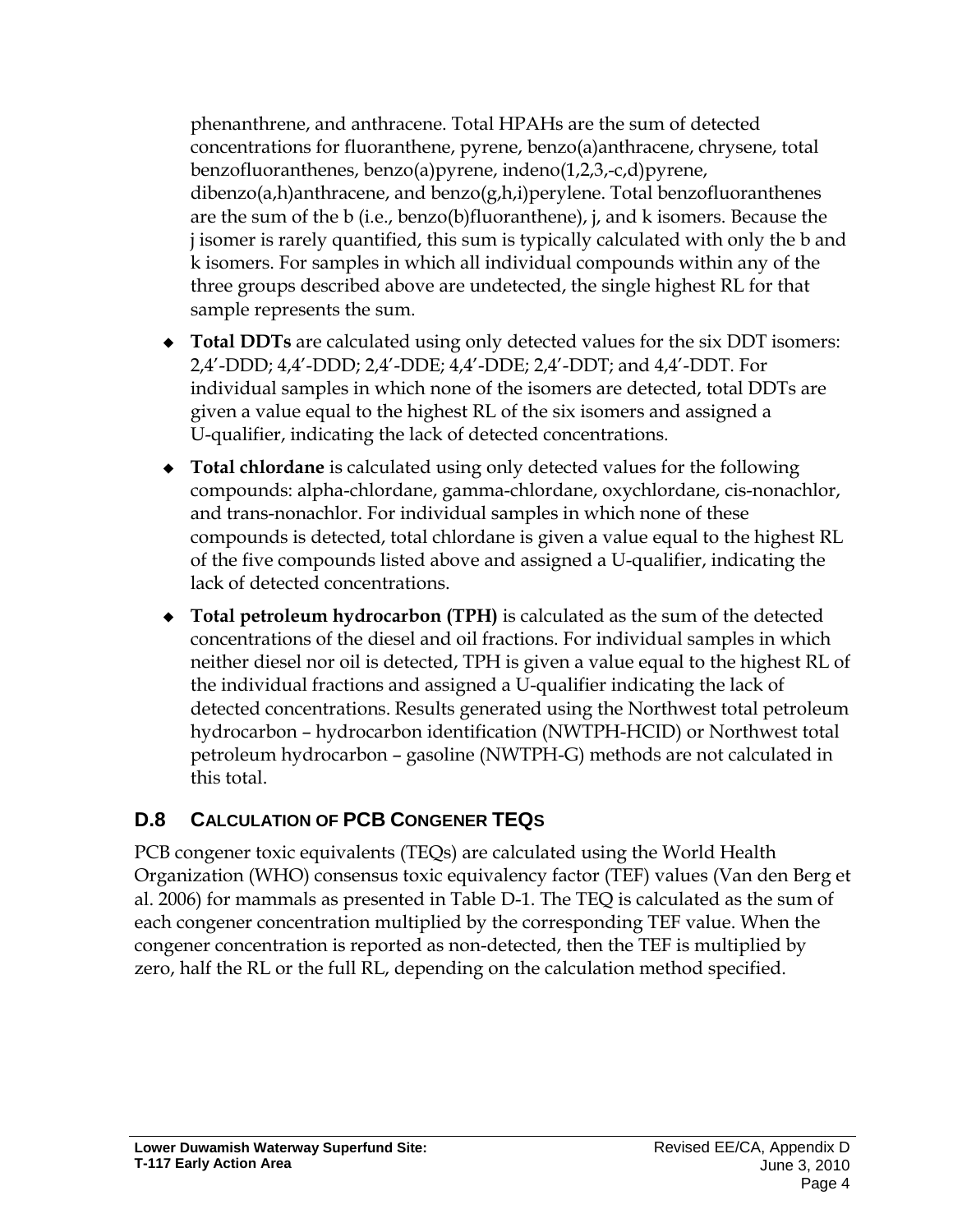phenanthrene, and anthracene. Total HPAHs are the sum of detected concentrations for fluoranthene, pyrene, benzo(a)anthracene, chrysene, total benzofluoranthenes, benzo(a)pyrene, indeno(1,2,3,-c,d)pyrene, dibenzo(a,h)anthracene, and benzo(g,h,i)perylene. Total benzofluoranthenes are the sum of the b (i.e., benzo(b)fluoranthene), j, and k isomers. Because the j isomer is rarely quantified, this sum is typically calculated with only the b and k isomers. For samples in which all individual compounds within any of the three groups described above are undetected, the single highest RL for that sample represents the sum.

- **Total DDTs** are calculated using only detected values for the six DDT isomers: 2,4′-DDD; 4,4′-DDD; 2,4′-DDE; 4,4′-DDE; 2,4′-DDT; and 4,4′-DDT. For individual samples in which none of the isomers are detected, total DDTs are given a value equal to the highest RL of the six isomers and assigned a U-qualifier, indicating the lack of detected concentrations.
- **Total chlordane** is calculated using only detected values for the following compounds: alpha-chlordane, gamma-chlordane, oxychlordane, cis-nonachlor, and trans-nonachlor. For individual samples in which none of these compounds is detected, total chlordane is given a value equal to the highest RL of the five compounds listed above and assigned a U-qualifier, indicating the lack of detected concentrations.
- **Total petroleum hydrocarbon (TPH)** is calculated as the sum of the detected concentrations of the diesel and oil fractions. For individual samples in which neither diesel nor oil is detected, TPH is given a value equal to the highest RL of the individual fractions and assigned a U-qualifier indicating the lack of detected concentrations. Results generated using the Northwest total petroleum hydrocarbon – hydrocarbon identification (NWTPH-HCID) or Northwest total petroleum hydrocarbon – gasoline (NWTPH-G) methods are not calculated in this total.

## D.8 CALCULATION OF PCB CONGENER TEQS

PCB congener toxic equivalents (TEQs) are calculated using the World Health Organization (WHO) consensus toxic equivalency factor (TEF) values (Van den Berg et al. 2006) for mammals as presented in Table D-1. The TEQ is calculated as the sum of each congener concentration multiplied by the corresponding TEF value. When the congener concentration is reported as non-detected, then the TEF is multiplied by zero, half the RL or the full RL, depending on the calculation method specified.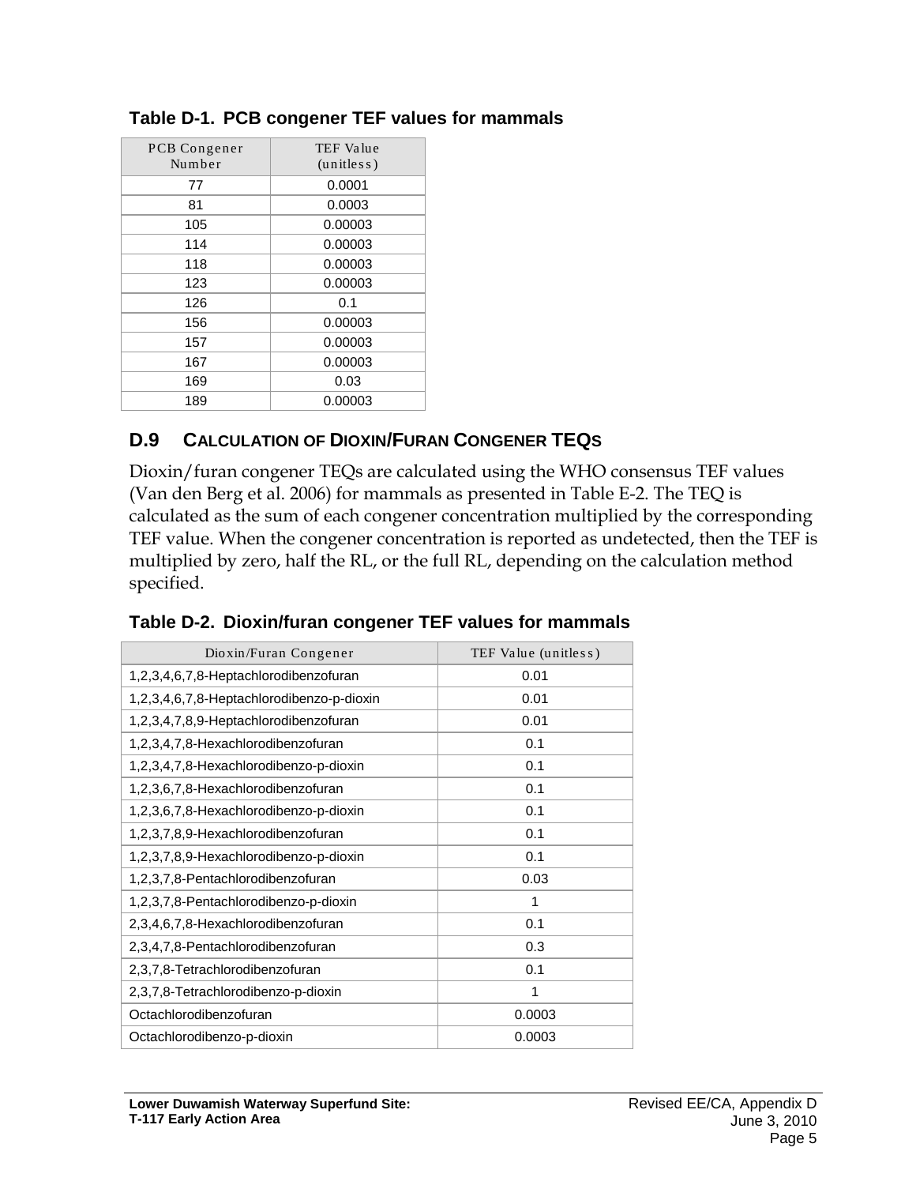**Table D-1. PCB congener TEF values for mammals**

| PCB Congener Number | TEF Value (unitless) |
| --- | --- |
| 77 | 0.0001 |
| 81 | 0.0003 |
| 105 | 0.00003 |
| 114 | 0.00003 |
| 118 | 0.00003 |
| 123 | 0.00003 |
| 126 | 0.1 |
| 156 | 0.00003 |
| 157 | 0.00003 |
| 167 | 0.00003 |
| 169 | 0.03 |
| 189 | 0.00003 |

## D.9 CALCULATION OF DIOXIN/FURAN CONGENER TEQS

Dioxin/furan congener TEQs are calculated using the WHO consensus TEF values (Van den Berg et al. 2006) for mammals as presented in Table E-2. The TEQ is calculated as the sum of each congener concentration multiplied by the corresponding TEF value. When the congener concentration is reported as undetected, then the TEF is multiplied by zero, half the RL, or the full RL, depending on the calculation method specified.

**Table D-2. Dioxin/furan congener TEF values for mammals**

| Dioxin/Furan Congener | TEF Value (unitless) |
| --- | --- |
| 1,2,3,4,6,7,8-Heptachlorodibenzofuran | 0.01 |
| 1,2,3,4,6,7,8-Heptachlorodibenzo-p-dioxin | 0.01 |
| 1,2,3,4,7,8,9-Heptachlorodibenzofuran | 0.01 |
| 1,2,3,4,7,8-Hexachlorodibenzofuran | 0.1 |
| 1,2,3,4,7,8-Hexachlorodibenzo-p-dioxin | 0.1 |
| 1,2,3,6,7,8-Hexachlorodibenzofuran | 0.1 |
| 1,2,3,6,7,8-Hexachlorodibenzo-p-dioxin | 0.1 |
| 1,2,3,7,8,9-Hexachlorodibenzofuran | 0.1 |
| 1,2,3,7,8,9-Hexachlorodibenzo-p-dioxin | 0.1 |
| 1,2,3,7,8-Pentachlorodibenzofuran | 0.03 |
| 1,2,3,7,8-Pentachlorodibenzo-p-dioxin | 1 |
| 2,3,4,6,7,8-Hexachlorodibenzofuran | 0.1 |
| 2,3,4,7,8-Pentachlorodibenzofuran | 0.3 |
| 2,3,7,8-Tetrachlorodibenzofuran | 0.1 |
| 2,3,7,8-Tetrachlorodibenzo-p-dioxin | 1 |
| Octachlorodibenzofuran | 0.0003 |
| Octachlorodibenzo-p-dioxin | 0.0003 |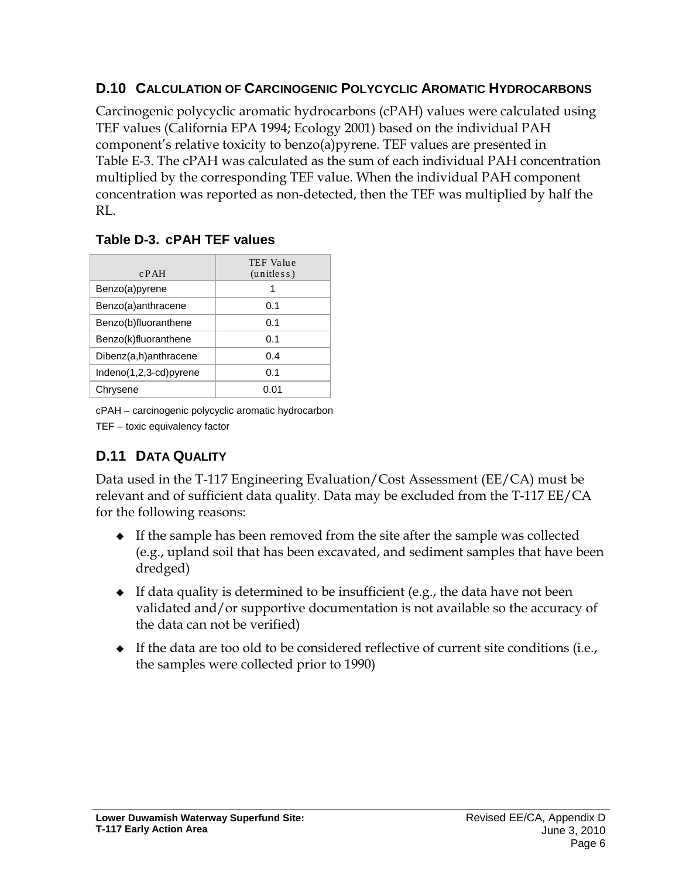## D.10 Calculation of Carcinogenic Polycyclic Aromatic Hydrocarbons

Carcinogenic polycyclic aromatic hydrocarbons (cPAH) values were calculated using TEF values (California EPA 1994; Ecology 2001) based on the individual PAH component's relative toxicity to benzo(a)pyrene. TEF values are presented in Table E-3. The cPAH was calculated as the sum of each individual PAH concentration multiplied by the corresponding TEF value. When the individual PAH component concentration was reported as non-detected, then the TEF was multiplied by half the RL.

### Table D-3. cPAH TEF values

| cPAH | TEF Value (unitless) |
|---|---|
| Benzo(a)pyrene | 1 |
| Benzo(a)anthracene | 0.1 |
| Benzo(b)fluoranthene | 0.1 |
| Benzo(k)fluoranthene | 0.1 |
| Dibenz(a,h)anthracene | 0.4 |
| Indeno(1,2,3-cd)pyrene | 0.1 |
| Chrysene | 0.01 |

cPAH – carcinogenic polycyclic aromatic hydrocarbon

TEF – toxic equivalency factor

## D.11 Data Quality

Data used in the T-117 Engineering Evaluation/Cost Assessment (EE/CA) must be relevant and of sufficient data quality. Data may be excluded from the T-117 EE/CA for the following reasons:

- If the sample has been removed from the site after the sample was collected (e.g., upland soil that has been excavated, and sediment samples that have been dredged)
- If data quality is determined to be insufficient (e.g., the data have not been validated and/or supportive documentation is not available so the accuracy of the data can not be verified)
- If the data are too old to be considered reflective of current site conditions (i.e., the samples were collected prior to 1990)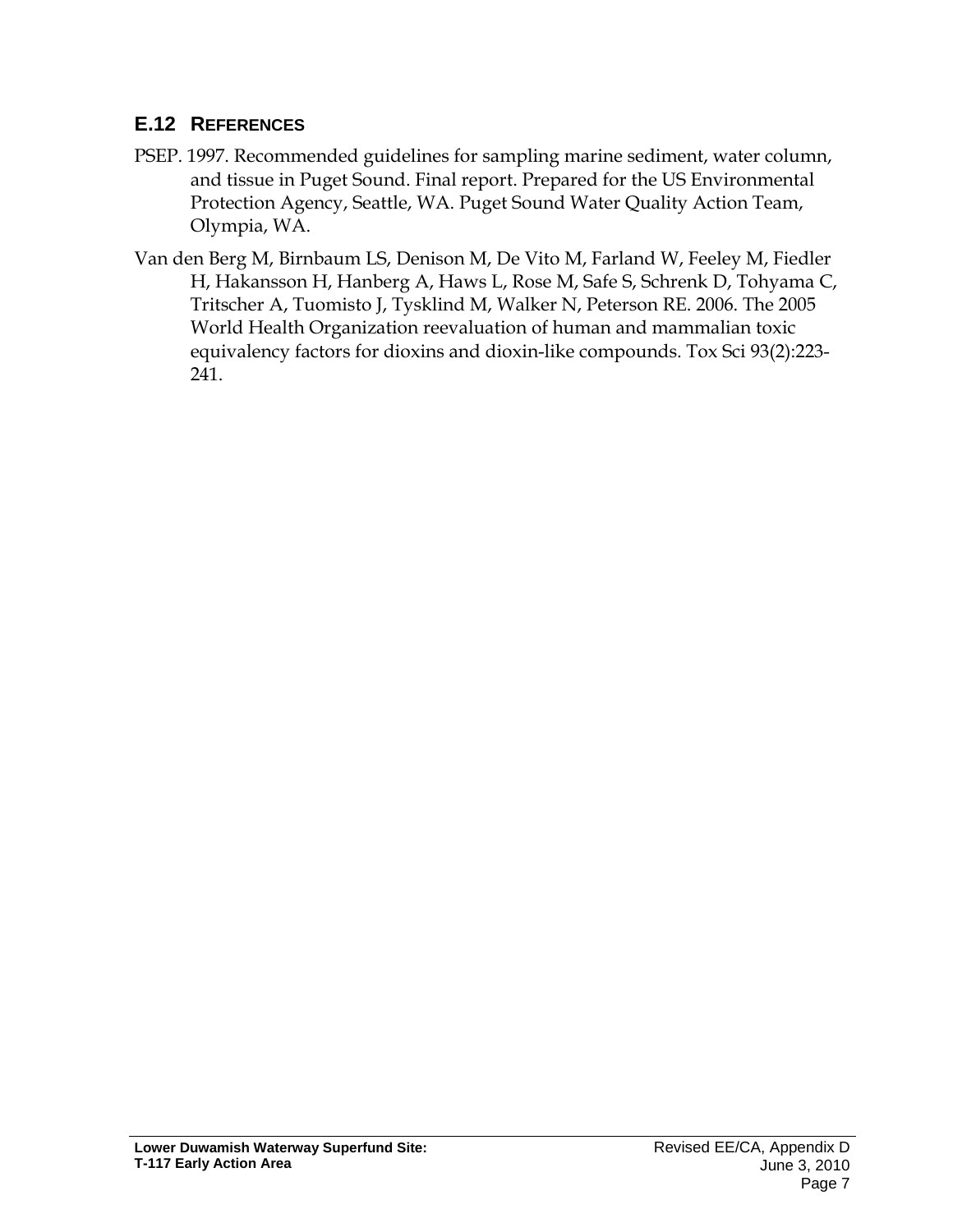## E.12 REFERENCES

PSEP. 1997. Recommended guidelines for sampling marine sediment, water column, and tissue in Puget Sound. Final report. Prepared for the US Environmental Protection Agency, Seattle, WA. Puget Sound Water Quality Action Team, Olympia, WA.

Van den Berg M, Birnbaum LS, Denison M, De Vito M, Farland W, Feeley M, Fiedler H, Hakansson H, Hanberg A, Haws L, Rose M, Safe S, Schrenk D, Tohyama C, Tritscher A, Tuomisto J, Tysklind M, Walker N, Peterson RE. 2006. The 2005 World Health Organization reevaluation of human and mammalian toxic equivalency factors for dioxins and dioxin-like compounds. Tox Sci 93(2):223-241.